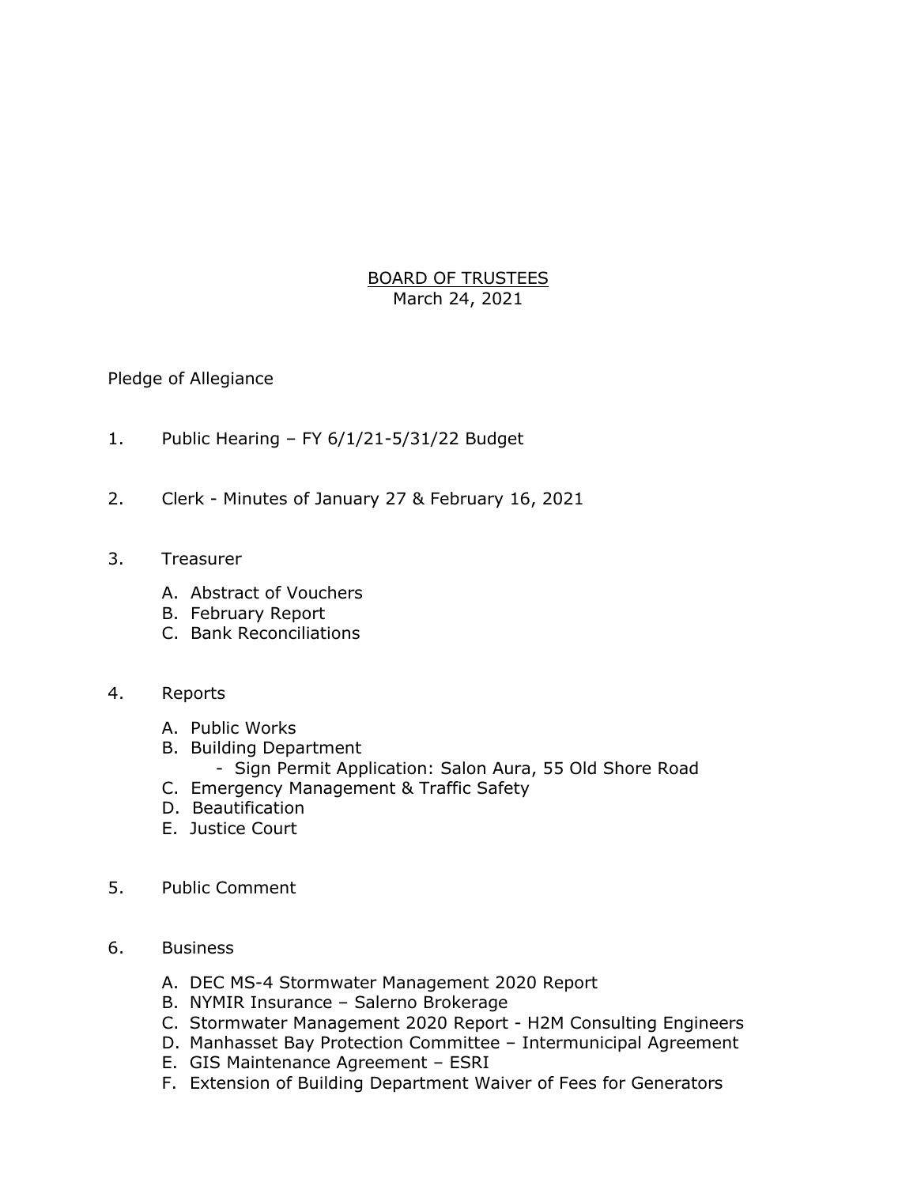# BOARD OF TRUSTEES

March 24, 2021

Pledge of Allegiance

1. Public Hearing – FY 6/1/21-5/31/22 Budget

2. Clerk - Minutes of January 27 & February 16, 2021

3. Treasurer

   A. Abstract of Vouchers
   B. February Report
   C. Bank Reconciliations

4. Reports

   A. Public Works
   B. Building Department
      - Sign Permit Application: Salon Aura, 55 Old Shore Road
   C. Emergency Management & Traffic Safety
   D. Beautification
   E. Justice Court

5. Public Comment

6. Business

   A. DEC MS-4 Stormwater Management 2020 Report
   B. NYMIR Insurance – Salerno Brokerage
   C. Stormwater Management 2020 Report - H2M Consulting Engineers
   D. Manhasset Bay Protection Committee – Intermunicipal Agreement
   E. GIS Maintenance Agreement – ESRI
   F. Extension of Building Department Waiver of Fees for Generators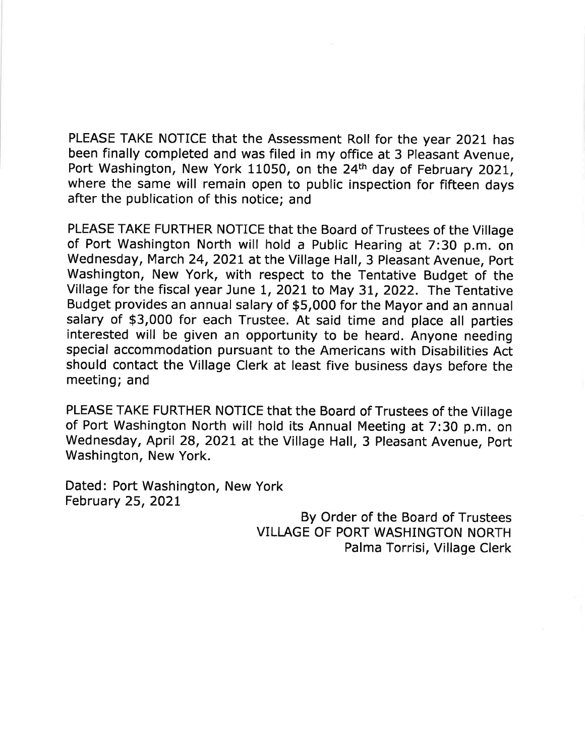PLEASE TAKE NOTICE that the Assessment Roll for the year 2021 has been finally completed and was filed in my office at 3 Pleasant Avenue, Port Washington, New York 11050, on the 24th day of February 2021, where the same will remain open to public inspection for fifteen days after the publication of this notice; and

PLEASE TAKE FURTHER NOTICE that the Board of Trustees of the Village of Port Washington North will hold a Public Hearing at 7:30 p.m. on Wednesday, March 24, 2021 at the Village Hall, 3 Pleasant Avenue, Port Washington, New York, with respect to the Tentative Budget of the Village for the fiscal year June 1, 2021 to May 31, 2022. The Tentative Budget provides an annual salary of $5,000 for the Mayor and an annual salary of $3,000 for each Trustee. At said time and place all parties interested will be given an opportunity to be heard. Anyone needing special accommodation pursuant to the Americans with Disabilities Act should contact the Village Clerk at least five business days before the meeting; and

PLEASE TAKE FURTHER NOTICE that the Board of Trustees of the Village of Port Washington North will hold its Annual Meeting at 7:30 p.m. on Wednesday, April 28, 2021 at the Village Hall, 3 Pleasant Avenue, Port Washington, New York.

Dated: Port Washington, New York
February 25, 2021

By Order of the Board of Trustees
VILLAGE OF PORT WASHINGTON NORTH
Palma Torrisi, Village Clerk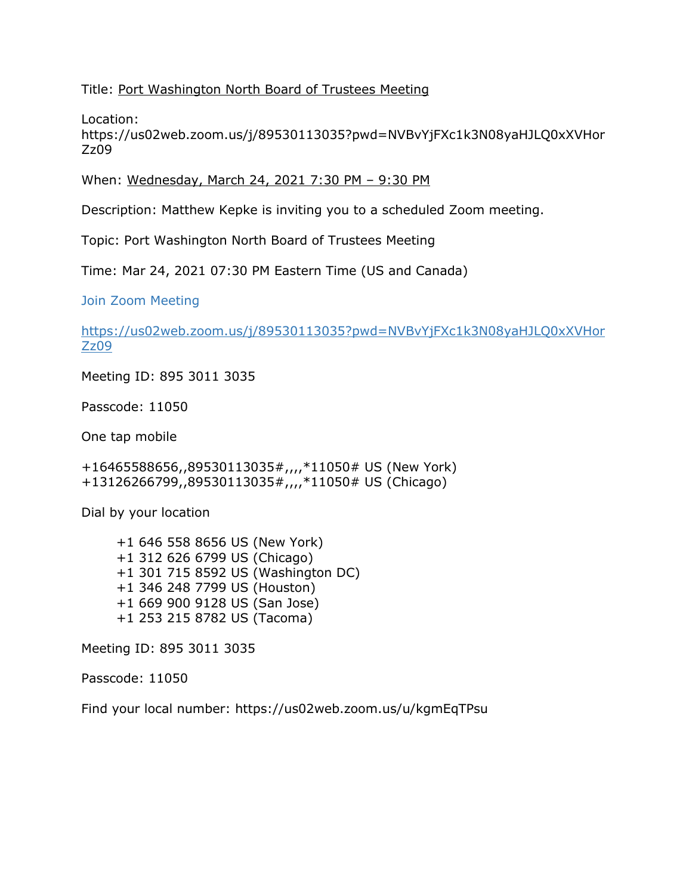Title: Port Washington North Board of Trustees Meeting

Location: https://us02web.zoom.us/j/89530113035?pwd=NVBvYjFXc1k3N08yaHJLQ0xXVHorZz09

When: Wednesday, March 24, 2021 7:30 PM – 9:30 PM

Description: Matthew Kepke is inviting you to a scheduled Zoom meeting.

Topic: Port Washington North Board of Trustees Meeting

Time: Mar 24, 2021 07:30 PM Eastern Time (US and Canada)

Join Zoom Meeting

https://us02web.zoom.us/j/89530113035?pwd=NVBvYjFXc1k3N08yaHJLQ0xXVHorZz09

Meeting ID: 895 3011 3035

Passcode: 11050

One tap mobile

+16465588656,,89530113035#,,,,*11050# US (New York)
+13126266799,,89530113035#,,,,*11050# US (Chicago)

Dial by your location

+1 646 558 8656 US (New York)
+1 312 626 6799 US (Chicago)
+1 301 715 8592 US (Washington DC)
+1 346 248 7799 US (Houston)
+1 669 900 9128 US (San Jose)
+1 253 215 8782 US (Tacoma)

Meeting ID: 895 3011 3035

Passcode: 11050

Find your local number: https://us02web.zoom.us/u/kgmEqTPsu